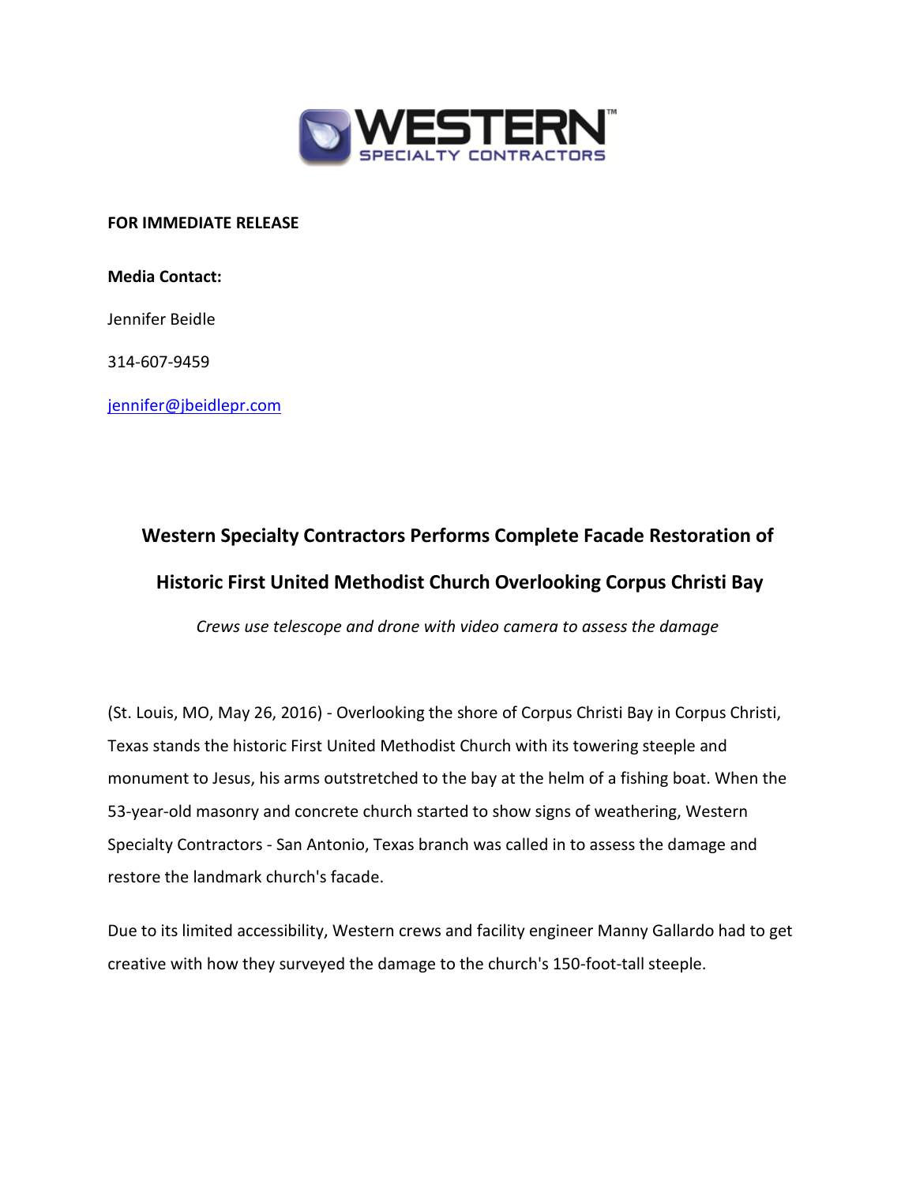**FOR IMMEDIATE RELEASE**

**Media Contact:**

Jennifer Beidle

314-607-9459

jennifer@jbeidlepr.com

## Western Specialty Contractors Performs Complete Facade Restoration of Historic First United Methodist Church Overlooking Corpus Christi Bay

*Crews use telescope and drone with video camera to assess the damage*

(St. Louis, MO, May 26, 2016) - Overlooking the shore of Corpus Christi Bay in Corpus Christi, Texas stands the historic First United Methodist Church with its towering steeple and monument to Jesus, his arms outstretched to the bay at the helm of a fishing boat. When the 53-year-old masonry and concrete church started to show signs of weathering, Western Specialty Contractors - San Antonio, Texas branch was called in to assess the damage and restore the landmark church's facade.

Due to its limited accessibility, Western crews and facility engineer Manny Gallardo had to get creative with how they surveyed the damage to the church's 150-foot-tall steeple.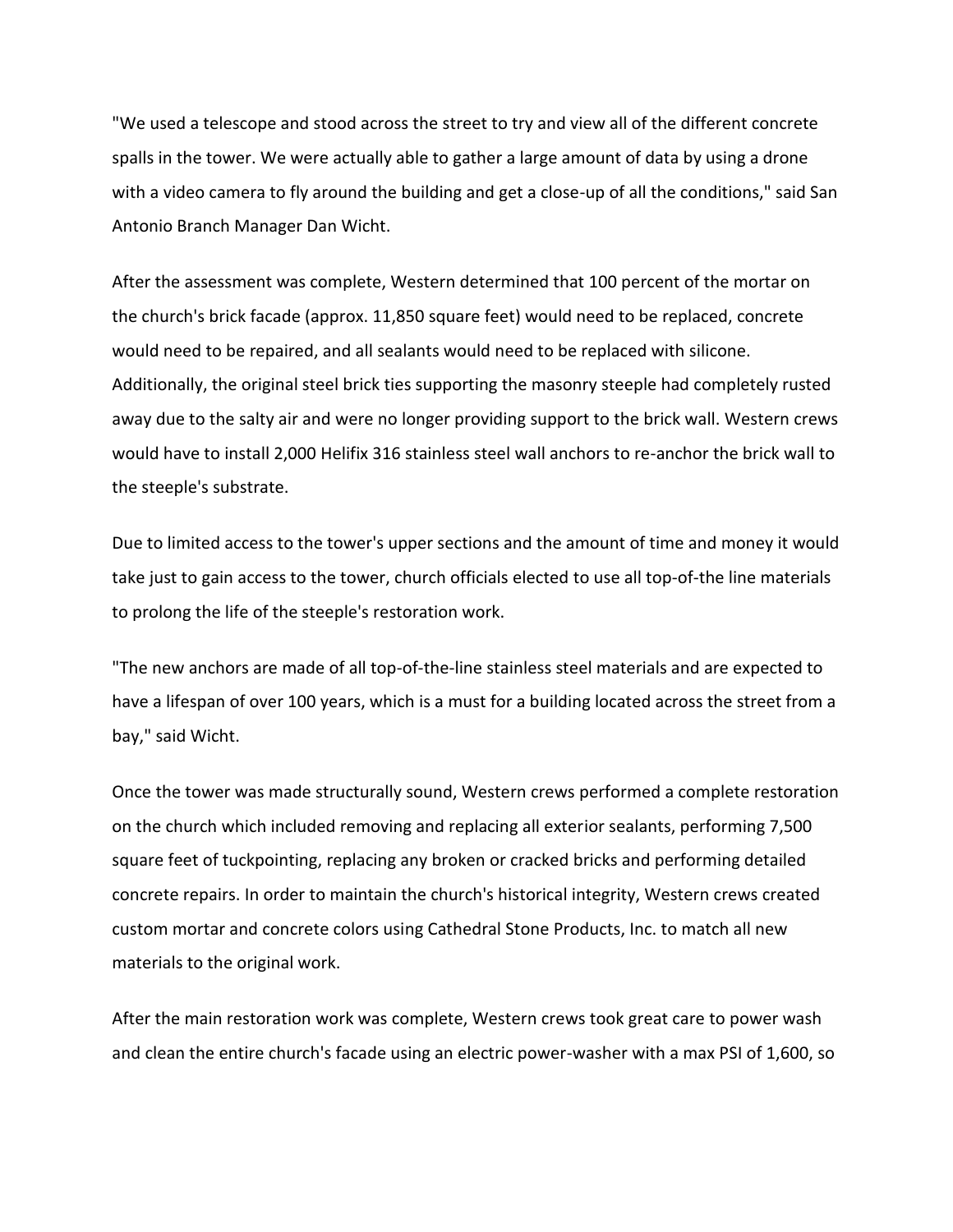"We used a telescope and stood across the street to try and view all of the different concrete spalls in the tower. We were actually able to gather a large amount of data by using a drone with a video camera to fly around the building and get a close-up of all the conditions," said San Antonio Branch Manager Dan Wicht.

After the assessment was complete, Western determined that 100 percent of the mortar on the church's brick facade (approx. 11,850 square feet) would need to be replaced, concrete would need to be repaired, and all sealants would need to be replaced with silicone. Additionally, the original steel brick ties supporting the masonry steeple had completely rusted away due to the salty air and were no longer providing support to the brick wall. Western crews would have to install 2,000 Helifix 316 stainless steel wall anchors to re-anchor the brick wall to the steeple's substrate.

Due to limited access to the tower's upper sections and the amount of time and money it would take just to gain access to the tower, church officials elected to use all top-of-the line materials to prolong the life of the steeple's restoration work.

"The new anchors are made of all top-of-the-line stainless steel materials and are expected to have a lifespan of over 100 years, which is a must for a building located across the street from a bay," said Wicht.

Once the tower was made structurally sound, Western crews performed a complete restoration on the church which included removing and replacing all exterior sealants, performing 7,500 square feet of tuckpointing, replacing any broken or cracked bricks and performing detailed concrete repairs. In order to maintain the church's historical integrity, Western crews created custom mortar and concrete colors using Cathedral Stone Products, Inc. to match all new materials to the original work.

After the main restoration work was complete, Western crews took great care to power wash and clean the entire church's facade using an electric power-washer with a max PSI of 1,600, so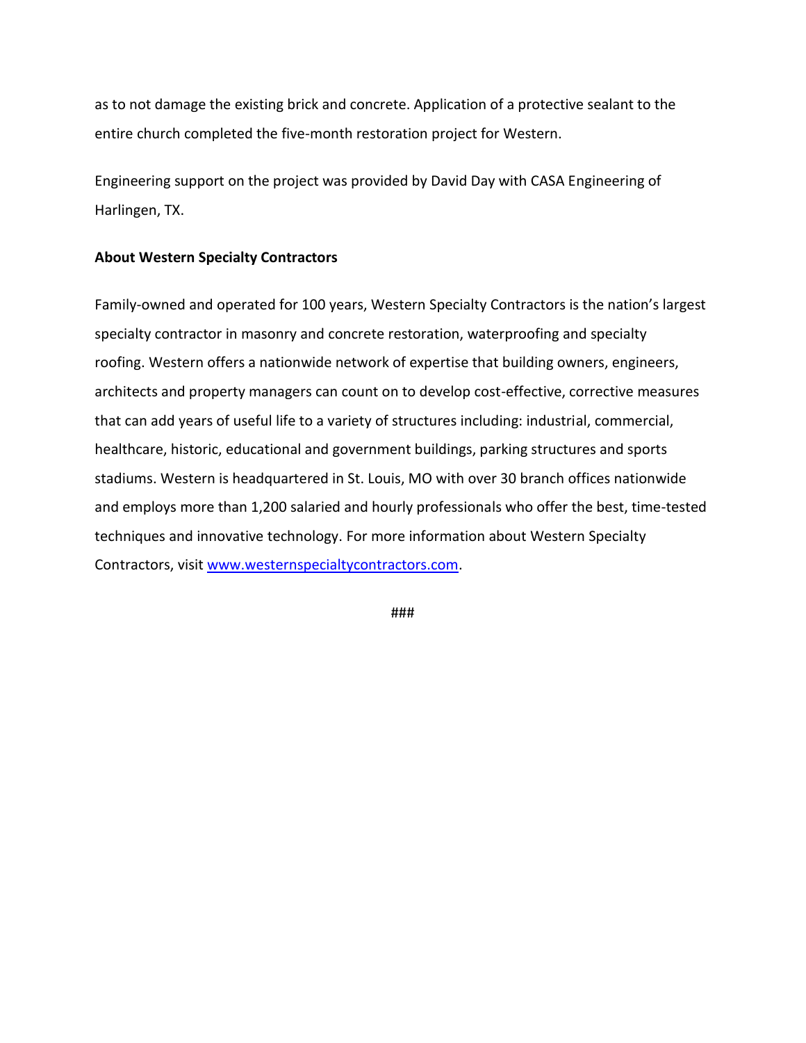as to not damage the existing brick and concrete. Application of a protective sealant to the entire church completed the five-month restoration project for Western.

Engineering support on the project was provided by David Day with CASA Engineering of Harlingen, TX.

**About Western Specialty Contractors**

Family-owned and operated for 100 years, Western Specialty Contractors is the nation's largest specialty contractor in masonry and concrete restoration, waterproofing and specialty roofing. Western offers a nationwide network of expertise that building owners, engineers, architects and property managers can count on to develop cost-effective, corrective measures that can add years of useful life to a variety of structures including: industrial, commercial, healthcare, historic, educational and government buildings, parking structures and sports stadiums. Western is headquartered in St. Louis, MO with over 30 branch offices nationwide and employs more than 1,200 salaried and hourly professionals who offer the best, time-tested techniques and innovative technology. For more information about Western Specialty Contractors, visit [www.westernspecialtycontractors.com](http://www.westernspecialtycontractors.com).

###